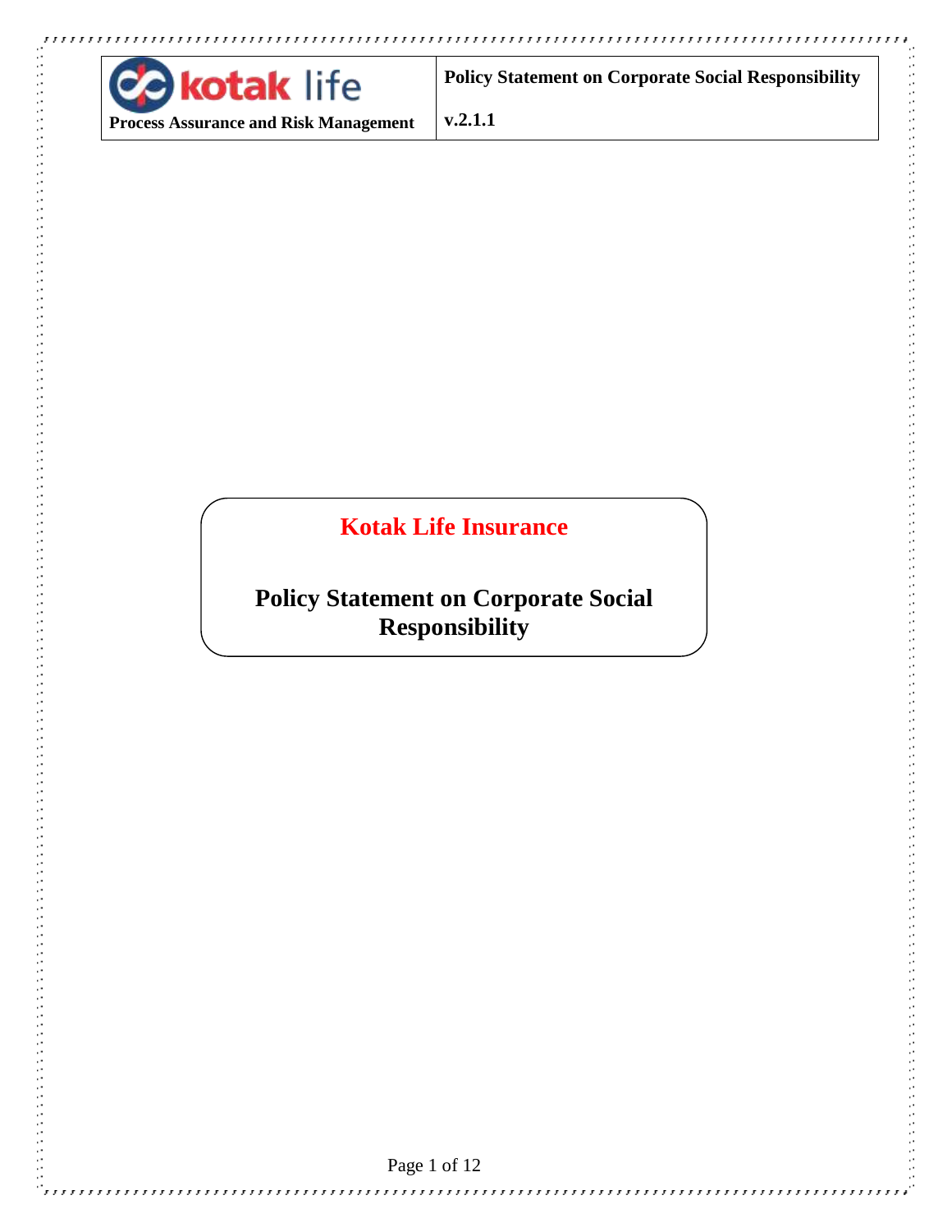# Kotak Life Insurance

## Policy Statement on Corporate Social Responsibility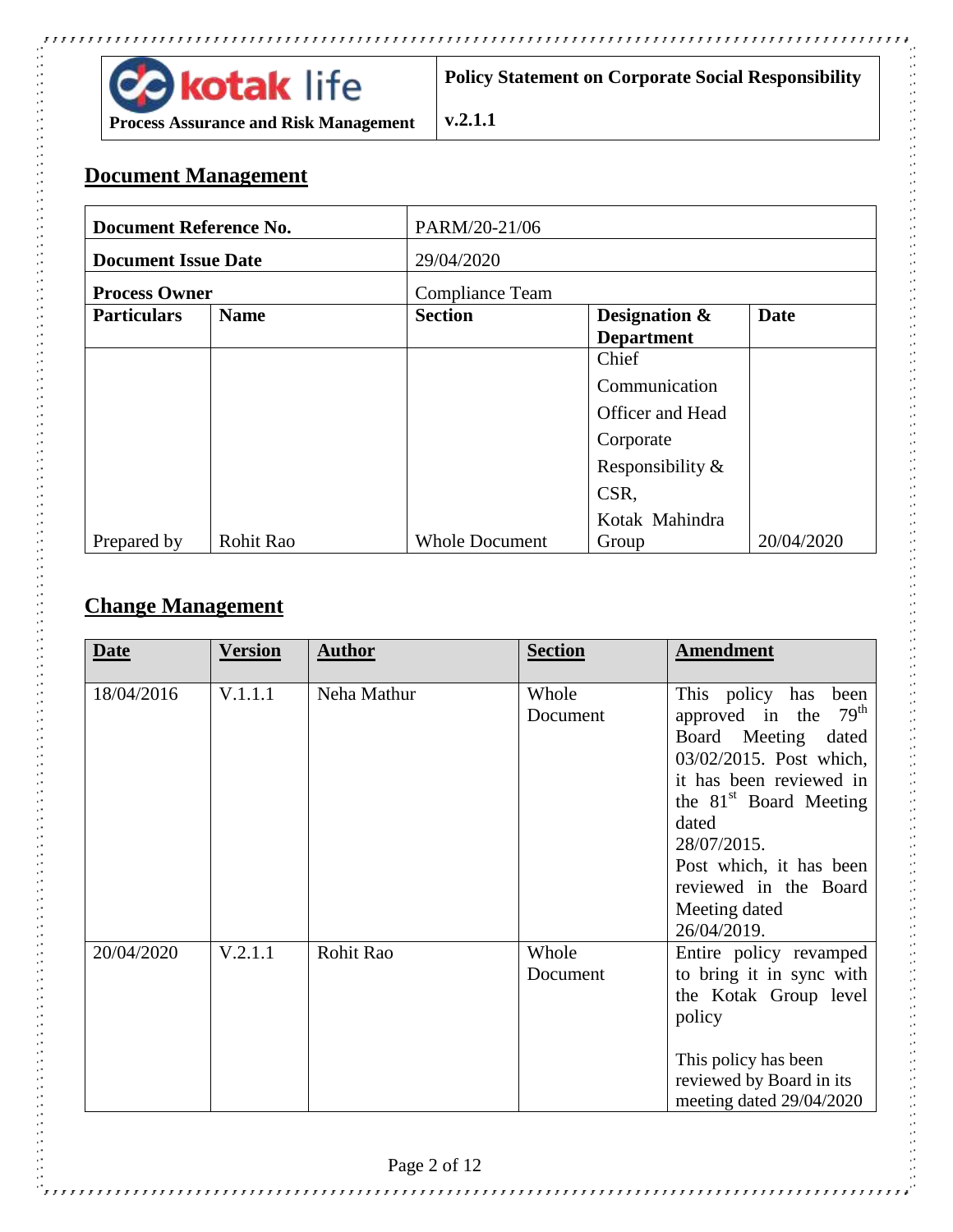## Document Management

| Document Reference No. | | PARM/20-21/06 | | |
|---|---|---|---|---|
| **Document Issue Date** | | 29/04/2020 | | |
| **Process Owner** | | Compliance Team | | |
| **Particulars** | **Name** | **Section** | **Designation & Department** | **Date** |
| Prepared by | Rohit Rao | Whole Document | Chief Communication Officer and Head Corporate Responsibility & CSR, Kotak Mahindra Group | 20/04/2020 |

## Change Management

| Date | Version | Author | Section | Amendment |
|---|---|---|---|---|
| 18/04/2016 | V.1.1.1 | Neha Mathur | Whole Document | This policy has been approved in the 79th Board Meeting dated 03/02/2015. Post which, it has been reviewed in the 81st Board Meeting dated 28/07/2015. Post which, it has been reviewed in the Board Meeting dated 26/04/2019. |
| 20/04/2020 | V.2.1.1 | Rohit Rao | Whole Document | Entire policy revamped to bring it in sync with the Kotak Group level policy<br><br>This policy has been reviewed by Board in its meeting dated 29/04/2020 |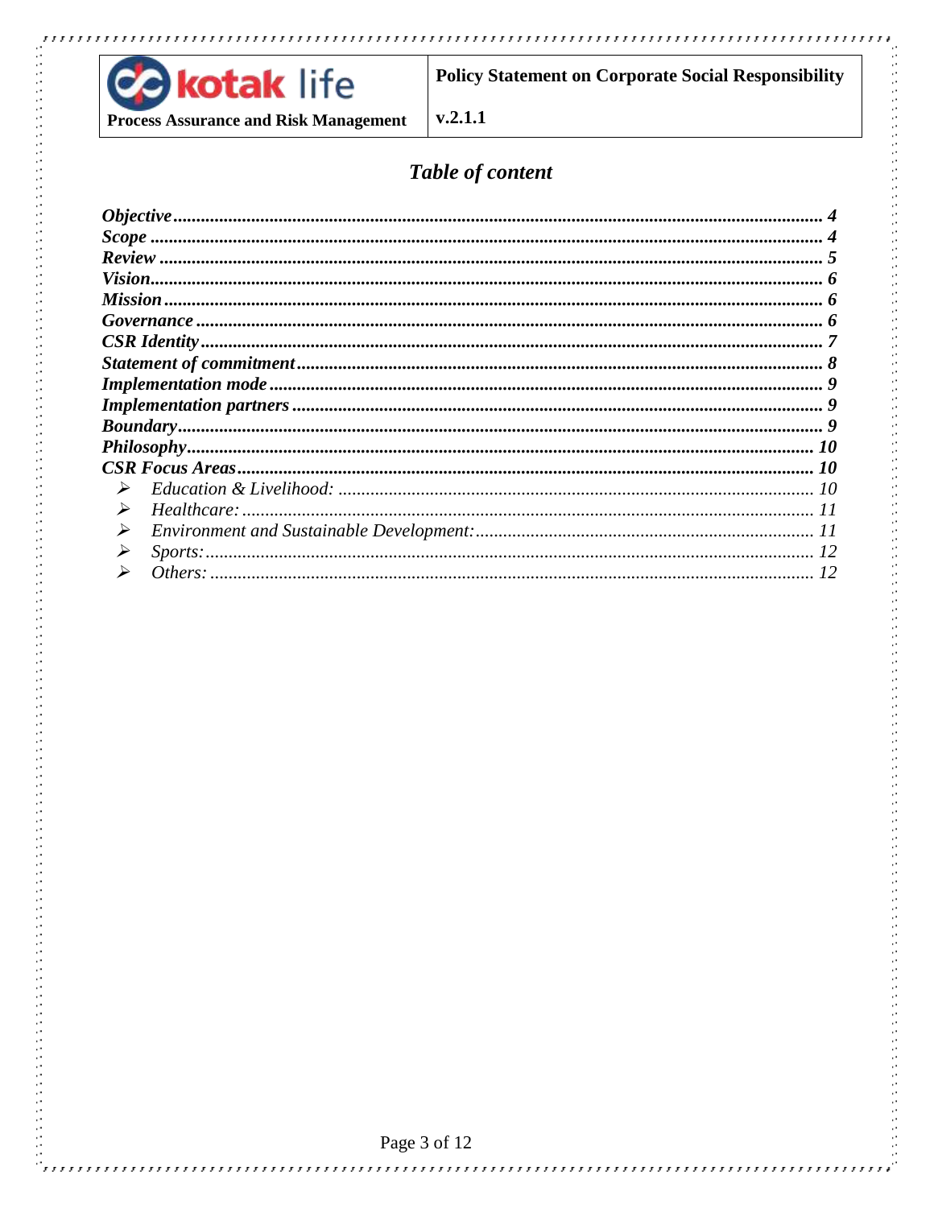## *Table of content*

| | |
|---|---|
| ***Objective*** | ***4*** |
| ***Scope*** | ***4*** |
| ***Review*** | ***5*** |
| ***Vision*** | ***6*** |
| ***Mission*** | ***6*** |
| ***Governance*** | ***6*** |
| ***CSR Identity*** | ***7*** |
| ***Statement of commitment*** | ***8*** |
| ***Implementation mode*** | ***9*** |
| ***Implementation partners*** | ***9*** |
| ***Boundary*** | ***9*** |
| ***Philosophy*** | ***10*** |
| ***CSR Focus Areas*** | ***10*** |
| ➢ *Education & Livelihood:* | *10* |
| ➢ *Healthcare:* | *11* |
| ➢ *Environment and Sustainable Development:* | *11* |
| ➢ *Sports:* | *12* |
| ➢ *Others:* | *12* |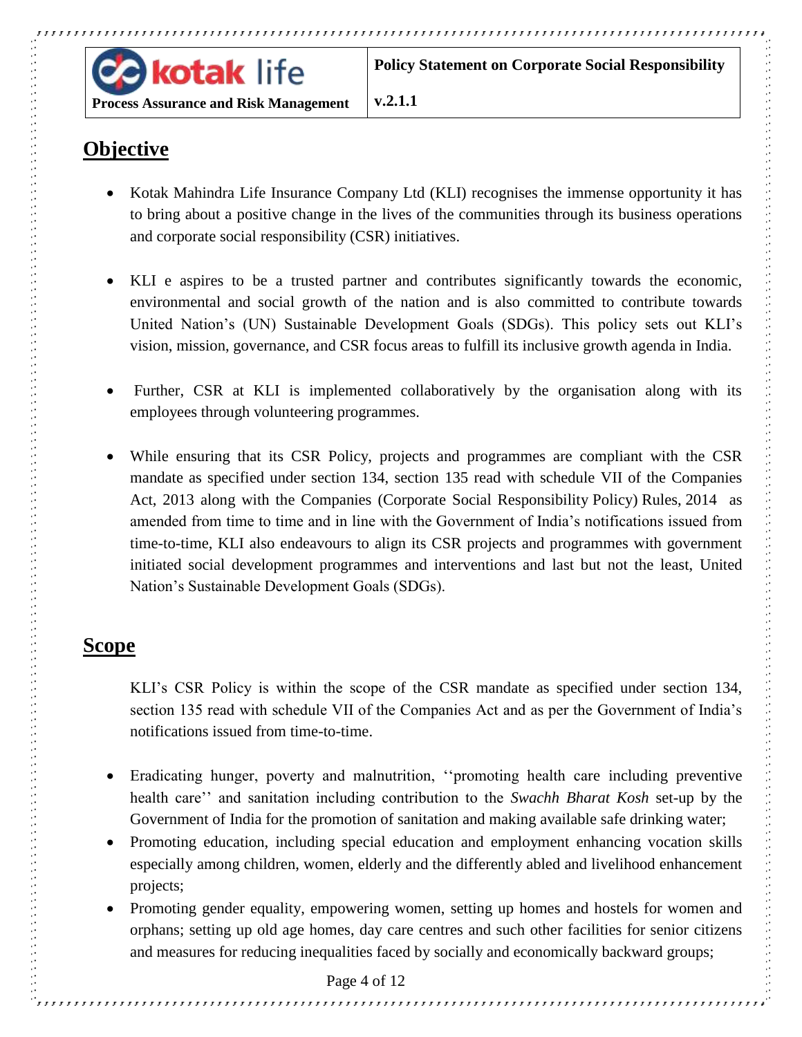## Objective

- Kotak Mahindra Life Insurance Company Ltd (KLI) recognises the immense opportunity it has to bring about a positive change in the lives of the communities through its business operations and corporate social responsibility (CSR) initiatives.

- KLI e aspires to be a trusted partner and contributes significantly towards the economic, environmental and social growth of the nation and is also committed to contribute towards United Nation's (UN) Sustainable Development Goals (SDGs). This policy sets out KLI's vision, mission, governance, and CSR focus areas to fulfill its inclusive growth agenda in India.

- Further, CSR at KLI is implemented collaboratively by the organisation along with its employees through volunteering programmes.

- While ensuring that its CSR Policy, projects and programmes are compliant with the CSR mandate as specified under section 134, section 135 read with schedule VII of the Companies Act, 2013 along with the Companies (Corporate Social Responsibility Policy) Rules, 2014 as amended from time to time and in line with the Government of India's notifications issued from time-to-time, KLI also endeavours to align its CSR projects and programmes with government initiated social development programmes and interventions and last but not the least, United Nation's Sustainable Development Goals (SDGs).

## Scope

KLI's CSR Policy is within the scope of the CSR mandate as specified under section 134, section 135 read with schedule VII of the Companies Act and as per the Government of India's notifications issued from time-to-time.

- Eradicating hunger, poverty and malnutrition, ''promoting health care including preventive health care'' and sanitation including contribution to the *Swachh Bharat Kosh* set-up by the Government of India for the promotion of sanitation and making available safe drinking water;
- Promoting education, including special education and employment enhancing vocation skills especially among children, women, elderly and the differently abled and livelihood enhancement projects;
- Promoting gender equality, empowering women, setting up homes and hostels for women and orphans; setting up old age homes, day care centres and such other facilities for senior citizens and measures for reducing inequalities faced by socially and economically backward groups;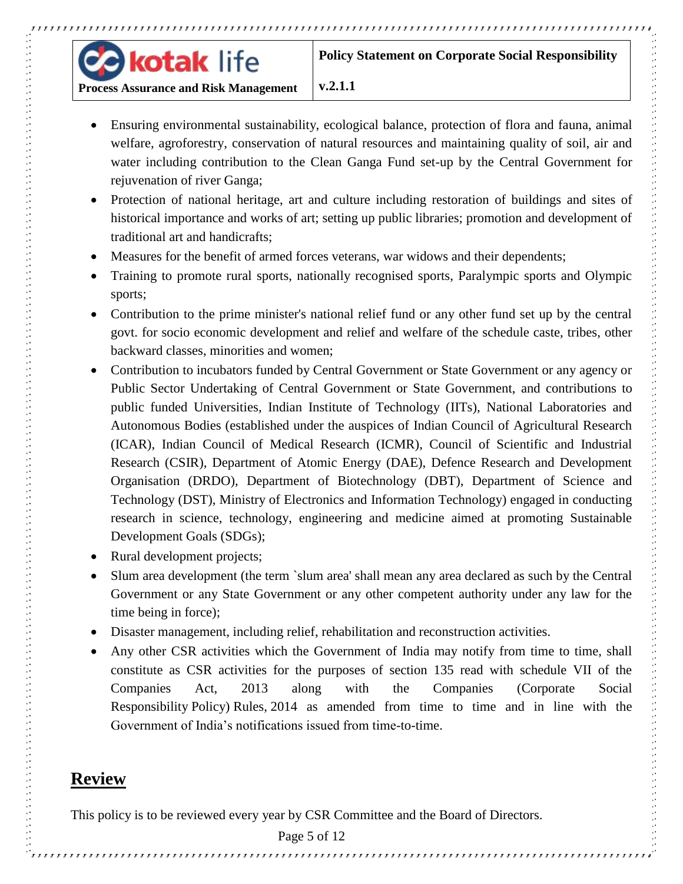- Ensuring environmental sustainability, ecological balance, protection of flora and fauna, animal welfare, agroforestry, conservation of natural resources and maintaining quality of soil, air and water including contribution to the Clean Ganga Fund set-up by the Central Government for rejuvenation of river Ganga;
- Protection of national heritage, art and culture including restoration of buildings and sites of historical importance and works of art; setting up public libraries; promotion and development of traditional art and handicrafts;
- Measures for the benefit of armed forces veterans, war widows and their dependents;
- Training to promote rural sports, nationally recognised sports, Paralympic sports and Olympic sports;
- Contribution to the prime minister's national relief fund or any other fund set up by the central govt. for socio economic development and relief and welfare of the schedule caste, tribes, other backward classes, minorities and women;
- Contribution to incubators funded by Central Government or State Government or any agency or Public Sector Undertaking of Central Government or State Government, and contributions to public funded Universities, Indian Institute of Technology (IITs), National Laboratories and Autonomous Bodies (established under the auspices of Indian Council of Agricultural Research (ICAR), Indian Council of Medical Research (ICMR), Council of Scientific and Industrial Research (CSIR), Department of Atomic Energy (DAE), Defence Research and Development Organisation (DRDO), Department of Biotechnology (DBT), Department of Science and Technology (DST), Ministry of Electronics and Information Technology) engaged in conducting research in science, technology, engineering and medicine aimed at promoting Sustainable Development Goals (SDGs);
- Rural development projects;
- Slum area development (the term `slum area' shall mean any area declared as such by the Central Government or any State Government or any other competent authority under any law for the time being in force);
- Disaster management, including relief, rehabilitation and reconstruction activities.
- Any other CSR activities which the Government of India may notify from time to time, shall constitute as CSR activities for the purposes of section 135 read with schedule VII of the Companies Act, 2013 along with the Companies (Corporate Social Responsibility Policy) Rules, 2014 as amended from time to time and in line with the Government of India's notifications issued from time-to-time.

## Review

This policy is to be reviewed every year by CSR Committee and the Board of Directors.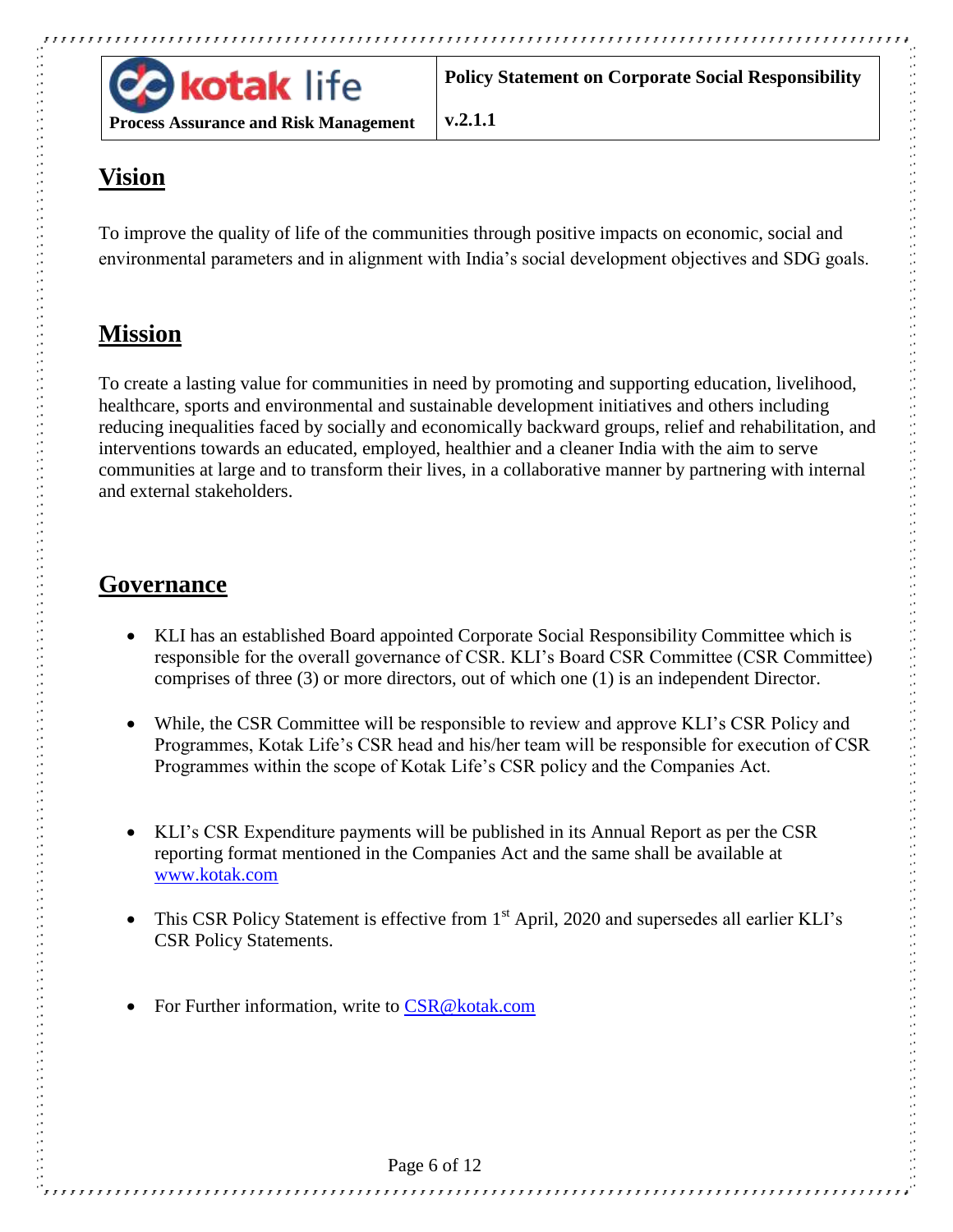## Vision

To improve the quality of life of the communities through positive impacts on economic, social and environmental parameters and in alignment with India's social development objectives and SDG goals.

## Mission

To create a lasting value for communities in need by promoting and supporting education, livelihood, healthcare, sports and environmental and sustainable development initiatives and others including reducing inequalities faced by socially and economically backward groups, relief and rehabilitation, and interventions towards an educated, employed, healthier and a cleaner India with the aim to serve communities at large and to transform their lives, in a collaborative manner by partnering with internal and external stakeholders.

## Governance

- KLI has an established Board appointed Corporate Social Responsibility Committee which is responsible for the overall governance of CSR. KLI's Board CSR Committee (CSR Committee) comprises of three (3) or more directors, out of which one (1) is an independent Director.
- While, the CSR Committee will be responsible to review and approve KLI's CSR Policy and Programmes, Kotak Life's CSR head and his/her team will be responsible for execution of CSR Programmes within the scope of Kotak Life's CSR policy and the Companies Act.
- KLI's CSR Expenditure payments will be published in its Annual Report as per the CSR reporting format mentioned in the Companies Act and the same shall be available at www.kotak.com
- This CSR Policy Statement is effective from 1st April, 2020 and supersedes all earlier KLI's CSR Policy Statements.
- For Further information, write to CSR@kotak.com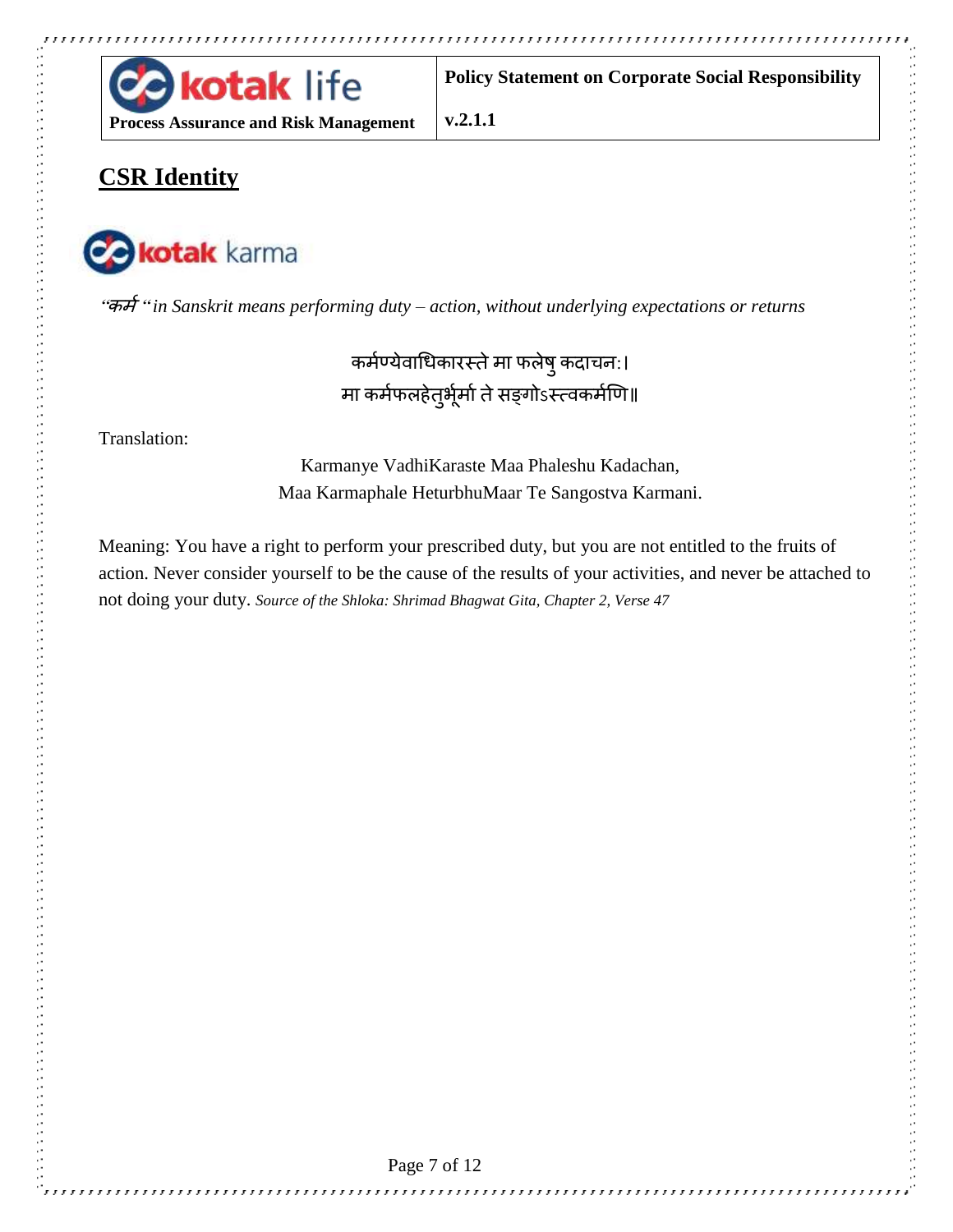## CSR Identity

kotak karma

*"कर्म " in Sanskrit means performing duty – action, without underlying expectations or returns*

कर्मण्येवाधिकारस्ते मा फलेषु कदाचन:।
मा कर्मफलहेतुर्भूर्मा ते सङ्गोऽस्त्वकर्मणि॥

Translation:

Karmanye VadhiKaraste Maa Phaleshu Kadachan,
Maa Karmaphale HeturbhuMaar Te Sangostva Karmani.

Meaning: You have a right to perform your prescribed duty, but you are not entitled to the fruits of action. Never consider yourself to be the cause of the results of your activities, and never be attached to not doing your duty. *Source of the Shloka: Shrimad Bhagwat Gita, Chapter 2, Verse 47*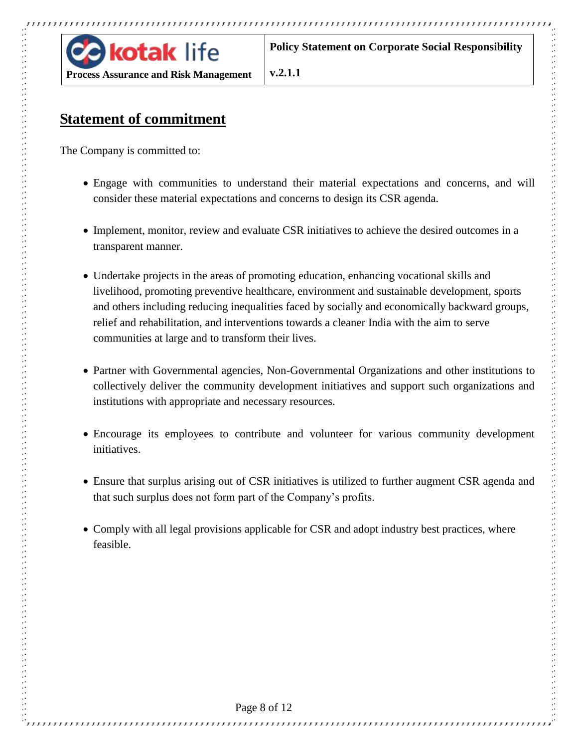## Statement of commitment

The Company is committed to:

- Engage with communities to understand their material expectations and concerns, and will consider these material expectations and concerns to design its CSR agenda.
- Implement, monitor, review and evaluate CSR initiatives to achieve the desired outcomes in a transparent manner.
- Undertake projects in the areas of promoting education, enhancing vocational skills and livelihood, promoting preventive healthcare, environment and sustainable development, sports and others including reducing inequalities faced by socially and economically backward groups, relief and rehabilitation, and interventions towards a cleaner India with the aim to serve communities at large and to transform their lives.
- Partner with Governmental agencies, Non-Governmental Organizations and other institutions to collectively deliver the community development initiatives and support such organizations and institutions with appropriate and necessary resources.
- Encourage its employees to contribute and volunteer for various community development initiatives.
- Ensure that surplus arising out of CSR initiatives is utilized to further augment CSR agenda and that such surplus does not form part of the Company's profits.
- Comply with all legal provisions applicable for CSR and adopt industry best practices, where feasible.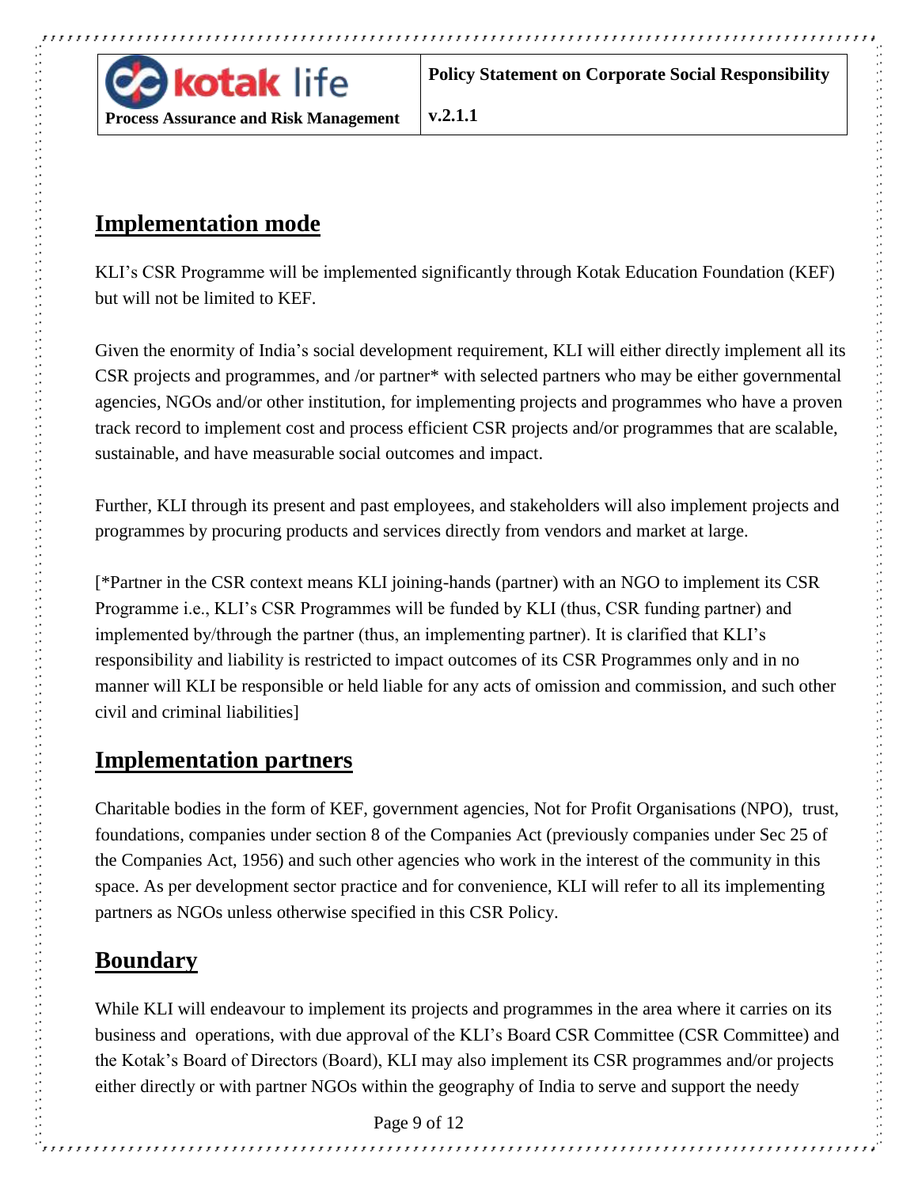## Implementation mode

KLI's CSR Programme will be implemented significantly through Kotak Education Foundation (KEF) but will not be limited to KEF.

Given the enormity of India's social development requirement, KLI will either directly implement all its CSR projects and programmes, and /or partner* with selected partners who may be either governmental agencies, NGOs and/or other institution, for implementing projects and programmes who have a proven track record to implement cost and process efficient CSR projects and/or programmes that are scalable, sustainable, and have measurable social outcomes and impact.

Further, KLI through its present and past employees, and stakeholders will also implement projects and programmes by procuring products and services directly from vendors and market at large.

[*Partner in the CSR context means KLI joining-hands (partner) with an NGO to implement its CSR Programme i.e., KLI's CSR Programmes will be funded by KLI (thus, CSR funding partner) and implemented by/through the partner (thus, an implementing partner). It is clarified that KLI's responsibility and liability is restricted to impact outcomes of its CSR Programmes only and in no manner will KLI be responsible or held liable for any acts of omission and commission, and such other civil and criminal liabilities]

## Implementation partners

Charitable bodies in the form of KEF, government agencies, Not for Profit Organisations (NPO), trust, foundations, companies under section 8 of the Companies Act (previously companies under Sec 25 of the Companies Act, 1956) and such other agencies who work in the interest of the community in this space. As per development sector practice and for convenience, KLI will refer to all its implementing partners as NGOs unless otherwise specified in this CSR Policy.

## Boundary

While KLI will endeavour to implement its projects and programmes in the area where it carries on its business and operations, with due approval of the KLI's Board CSR Committee (CSR Committee) and the Kotak's Board of Directors (Board), KLI may also implement its CSR programmes and/or projects either directly or with partner NGOs within the geography of India to serve and support the needy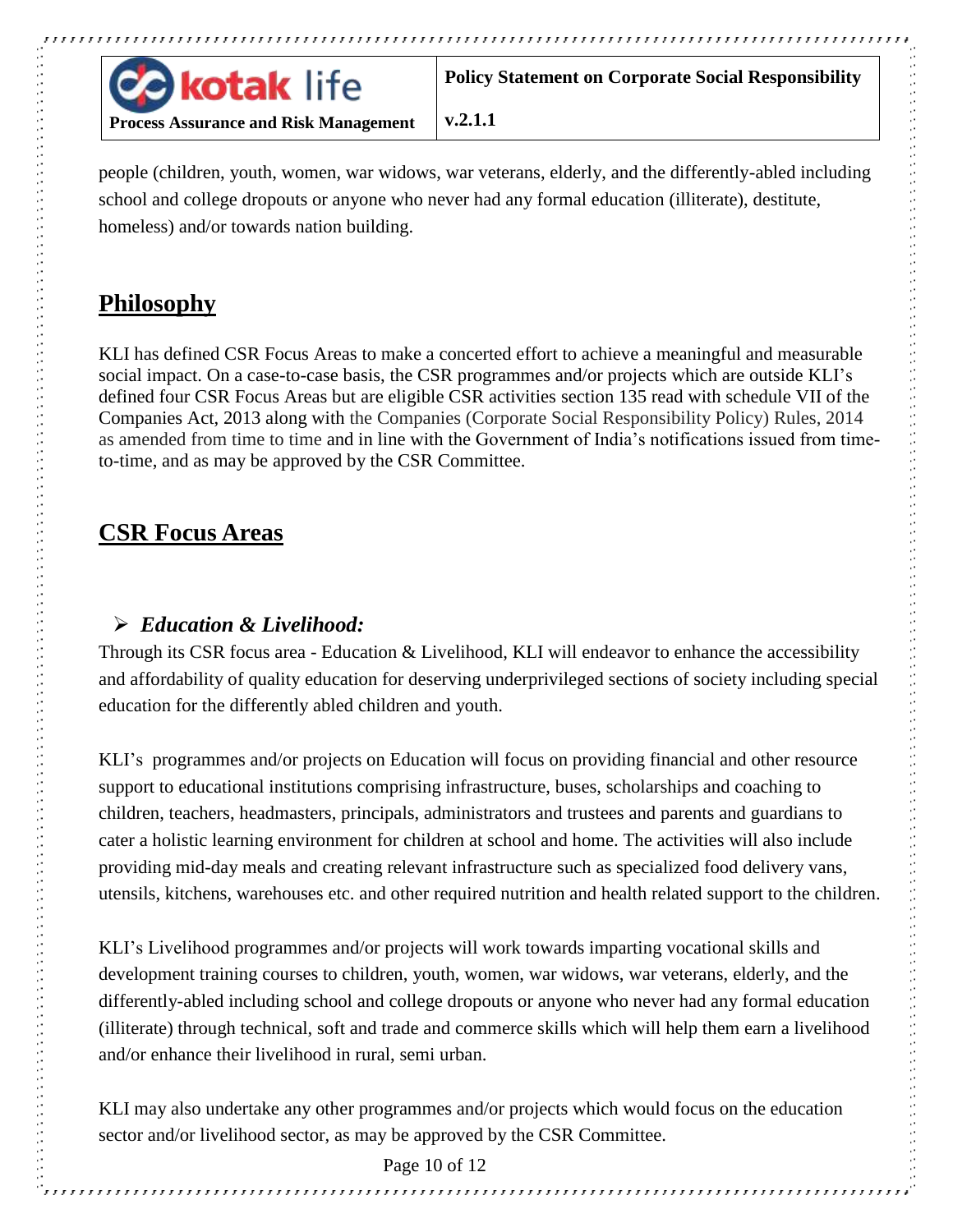people (children, youth, women, war widows, war veterans, elderly, and the differently-abled including school and college dropouts or anyone who never had any formal education (illiterate), destitute, homeless) and/or towards nation building.

## Philosophy

KLI has defined CSR Focus Areas to make a concerted effort to achieve a meaningful and measurable social impact. On a case-to-case basis, the CSR programmes and/or projects which are outside KLI's defined four CSR Focus Areas but are eligible CSR activities section 135 read with schedule VII of the Companies Act, 2013 along with the Companies (Corporate Social Responsibility Policy) Rules, 2014 as amended from time to time and in line with the Government of India's notifications issued from time-to-time, and as may be approved by the CSR Committee.

## CSR Focus Areas

### ➢ *Education & Livelihood:*

Through its CSR focus area - Education & Livelihood, KLI will endeavor to enhance the accessibility and affordability of quality education for deserving underprivileged sections of society including special education for the differently abled children and youth.

KLI's programmes and/or projects on Education will focus on providing financial and other resource support to educational institutions comprising infrastructure, buses, scholarships and coaching to children, teachers, headmasters, principals, administrators and trustees and parents and guardians to cater a holistic learning environment for children at school and home. The activities will also include providing mid-day meals and creating relevant infrastructure such as specialized food delivery vans, utensils, kitchens, warehouses etc. and other required nutrition and health related support to the children.

KLI's Livelihood programmes and/or projects will work towards imparting vocational skills and development training courses to children, youth, women, war widows, war veterans, elderly, and the differently-abled including school and college dropouts or anyone who never had any formal education (illiterate) through technical, soft and trade and commerce skills which will help them earn a livelihood and/or enhance their livelihood in rural, semi urban.

KLI may also undertake any other programmes and/or projects which would focus on the education sector and/or livelihood sector, as may be approved by the CSR Committee.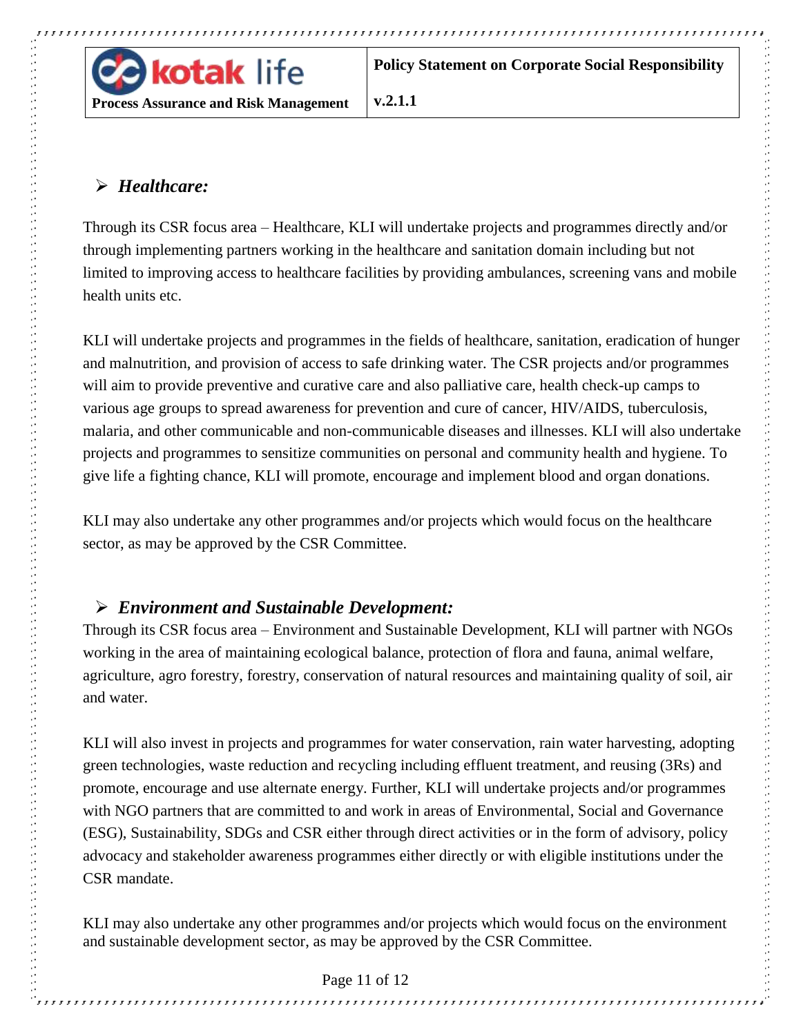- ***Healthcare:***

Through its CSR focus area – Healthcare, KLI will undertake projects and programmes directly and/or through implementing partners working in the healthcare and sanitation domain including but not limited to improving access to healthcare facilities by providing ambulances, screening vans and mobile health units etc.

KLI will undertake projects and programmes in the fields of healthcare, sanitation, eradication of hunger and malnutrition, and provision of access to safe drinking water. The CSR projects and/or programmes will aim to provide preventive and curative care and also palliative care, health check-up camps to various age groups to spread awareness for prevention and cure of cancer, HIV/AIDS, tuberculosis, malaria, and other communicable and non-communicable diseases and illnesses. KLI will also undertake projects and programmes to sensitize communities on personal and community health and hygiene. To give life a fighting chance, KLI will promote, encourage and implement blood and organ donations.

KLI may also undertake any other programmes and/or projects which would focus on the healthcare sector, as may be approved by the CSR Committee.

- ***Environment and Sustainable Development:***

Through its CSR focus area – Environment and Sustainable Development, KLI will partner with NGOs working in the area of maintaining ecological balance, protection of flora and fauna, animal welfare, agriculture, agro forestry, forestry, conservation of natural resources and maintaining quality of soil, air and water.

KLI will also invest in projects and programmes for water conservation, rain water harvesting, adopting green technologies, waste reduction and recycling including effluent treatment, and reusing (3Rs) and promote, encourage and use alternate energy. Further, KLI will undertake projects and/or programmes with NGO partners that are committed to and work in areas of Environmental, Social and Governance (ESG), Sustainability, SDGs and CSR either through direct activities or in the form of advisory, policy advocacy and stakeholder awareness programmes either directly or with eligible institutions under the CSR mandate.

KLI may also undertake any other programmes and/or projects which would focus on the environment and sustainable development sector, as may be approved by the CSR Committee.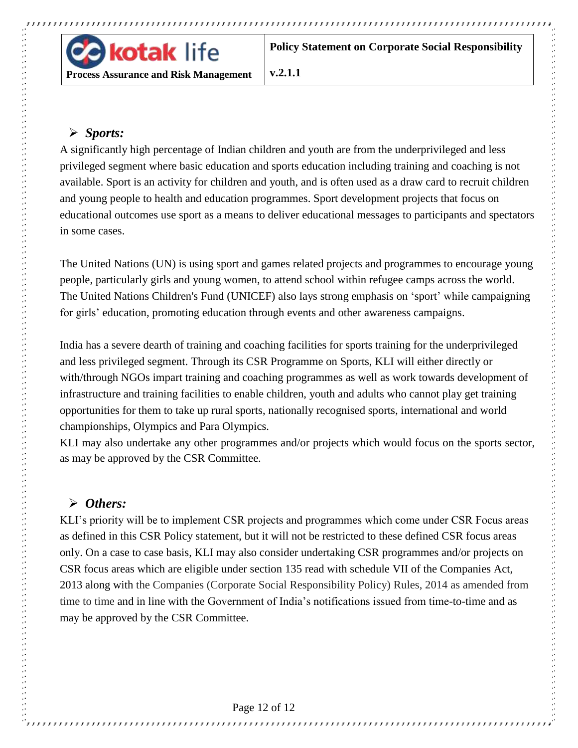- ***Sports:***

A significantly high percentage of Indian children and youth are from the underprivileged and less privileged segment where basic education and sports education including training and coaching is not available. Sport is an activity for children and youth, and is often used as a draw card to recruit children and young people to health and education programmes. Sport development projects that focus on educational outcomes use sport as a means to deliver educational messages to participants and spectators in some cases.

The United Nations (UN) is using sport and games related projects and programmes to encourage young people, particularly girls and young women, to attend school within refugee camps across the world. The United Nations Children's Fund (UNICEF) also lays strong emphasis on 'sport' while campaigning for girls' education, promoting education through events and other awareness campaigns.

India has a severe dearth of training and coaching facilities for sports training for the underprivileged and less privileged segment. Through its CSR Programme on Sports, KLI will either directly or with/through NGOs impart training and coaching programmes as well as work towards development of infrastructure and training facilities to enable children, youth and adults who cannot play get training opportunities for them to take up rural sports, nationally recognised sports, international and world championships, Olympics and Para Olympics.

KLI may also undertake any other programmes and/or projects which would focus on the sports sector, as may be approved by the CSR Committee.

- ***Others:***

KLI's priority will be to implement CSR projects and programmes which come under CSR Focus areas as defined in this CSR Policy statement, but it will not be restricted to these defined CSR focus areas only. On a case to case basis, KLI may also consider undertaking CSR programmes and/or projects on CSR focus areas which are eligible under section 135 read with schedule VII of the Companies Act, 2013 along with the Companies (Corporate Social Responsibility Policy) Rules, 2014 as amended from time to time and in line with the Government of India's notifications issued from time-to-time and as may be approved by the CSR Committee.